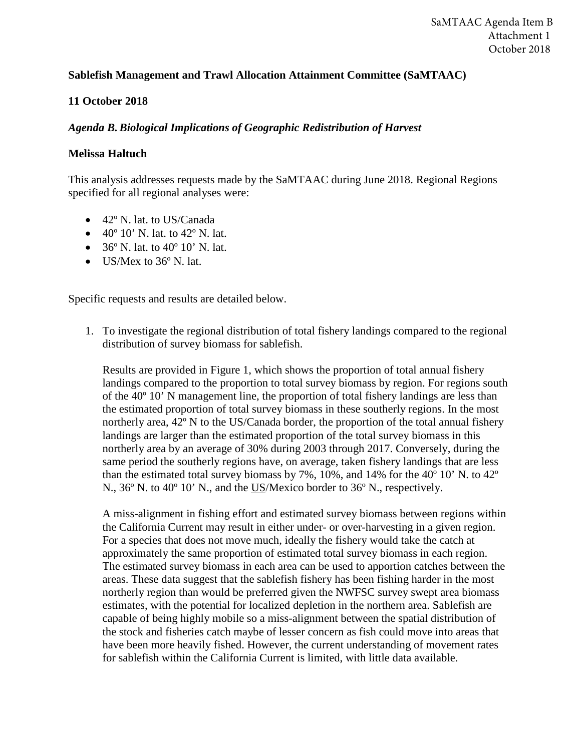SaMTAAC Agenda Item B
Attachment 1
October 2018

**Sablefish Management and Trawl Allocation Attainment Committee (SaMTAAC)**

**11 October 2018**

***Agenda B. Biological Implications of Geographic Redistribution of Harvest***

**Melissa Haltuch**

This analysis addresses requests made by the SaMTAAC during June 2018. Regional Regions specified for all regional analyses were:

- 42º N. lat. to US/Canada
- 40º 10' N. lat. to 42º N. lat.
- 36º N. lat. to 40º 10' N. lat.
- US/Mex to 36º N. lat.

Specific requests and results are detailed below.

1. To investigate the regional distribution of total fishery landings compared to the regional distribution of survey biomass for sablefish.

   Results are provided in Figure 1, which shows the proportion of total annual fishery landings compared to the proportion to total survey biomass by region. For regions south of the 40º 10' N management line, the proportion of total fishery landings are less than the estimated proportion of total survey biomass in these southerly regions. In the most northerly area, 42º N to the US/Canada border, the proportion of the total annual fishery landings are larger than the estimated proportion of the total survey biomass in this northerly area by an average of 30% during 2003 through 2017. Conversely, during the same period the southerly regions have, on average, taken fishery landings that are less than the estimated total survey biomass by 7%, 10%, and 14% for the 40º 10' N. to 42º N., 36º N. to 40º 10' N., and the US/Mexico border to 36º N., respectively.

   A miss-alignment in fishing effort and estimated survey biomass between regions within the California Current may result in either under- or over-harvesting in a given region. For a species that does not move much, ideally the fishery would take the catch at approximately the same proportion of estimated total survey biomass in each region. The estimated survey biomass in each area can be used to apportion catches between the areas. These data suggest that the sablefish fishery has been fishing harder in the most northerly region than would be preferred given the NWFSC survey swept area biomass estimates, with the potential for localized depletion in the northern area. Sablefish are capable of being highly mobile so a miss-alignment between the spatial distribution of the stock and fisheries catch maybe of lesser concern as fish could move into areas that have been more heavily fished. However, the current understanding of movement rates for sablefish within the California Current is limited, with little data available.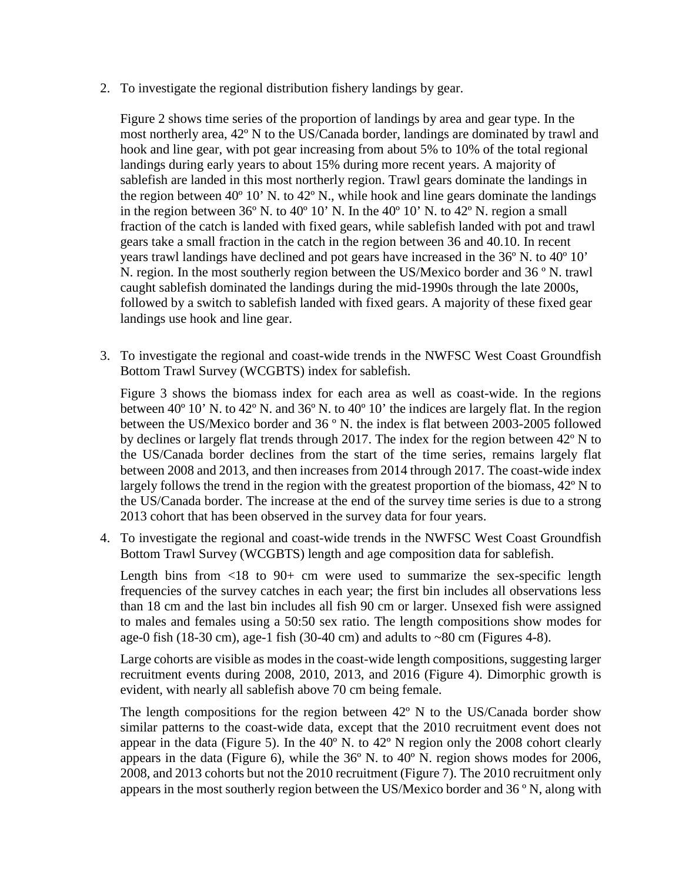2. To investigate the regional distribution fishery landings by gear.

   Figure 2 shows time series of the proportion of landings by area and gear type. In the most northerly area, 42º N to the US/Canada border, landings are dominated by trawl and hook and line gear, with pot gear increasing from about 5% to 10% of the total regional landings during early years to about 15% during more recent years. A majority of sablefish are landed in this most northerly region. Trawl gears dominate the landings in the region between 40º 10' N. to 42º N., while hook and line gears dominate the landings in the region between 36º N. to 40º 10' N. In the 40º 10' N. to 42º N. region a small fraction of the catch is landed with fixed gears, while sablefish landed with pot and trawl gears take a small fraction in the catch in the region between 36 and 40.10. In recent years trawl landings have declined and pot gears have increased in the 36º N. to 40º 10' N. region. In the most southerly region between the US/Mexico border and 36 º N. trawl caught sablefish dominated the landings during the mid-1990s through the late 2000s, followed by a switch to sablefish landed with fixed gears. A majority of these fixed gear landings use hook and line gear.

3. To investigate the regional and coast-wide trends in the NWFSC West Coast Groundfish Bottom Trawl Survey (WCGBTS) index for sablefish.

   Figure 3 shows the biomass index for each area as well as coast-wide. In the regions between 40º 10' N. to 42º N. and 36º N. to 40º 10' the indices are largely flat. In the region between the US/Mexico border and 36 º N. the index is flat between 2003-2005 followed by declines or largely flat trends through 2017. The index for the region between 42º N to the US/Canada border declines from the start of the time series, remains largely flat between 2008 and 2013, and then increases from 2014 through 2017. The coast-wide index largely follows the trend in the region with the greatest proportion of the biomass, 42º N to the US/Canada border. The increase at the end of the survey time series is due to a strong 2013 cohort that has been observed in the survey data for four years.

4. To investigate the regional and coast-wide trends in the NWFSC West Coast Groundfish Bottom Trawl Survey (WCGBTS) length and age composition data for sablefish.

   Length bins from <18 to 90+ cm were used to summarize the sex-specific length frequencies of the survey catches in each year; the first bin includes all observations less than 18 cm and the last bin includes all fish 90 cm or larger. Unsexed fish were assigned to males and females using a 50:50 sex ratio. The length compositions show modes for age-0 fish (18-30 cm), age-1 fish (30-40 cm) and adults to ~80 cm (Figures 4-8).

   Large cohorts are visible as modes in the coast-wide length compositions, suggesting larger recruitment events during 2008, 2010, 2013, and 2016 (Figure 4). Dimorphic growth is evident, with nearly all sablefish above 70 cm being female.

   The length compositions for the region between 42º N to the US/Canada border show similar patterns to the coast-wide data, except that the 2010 recruitment event does not appear in the data (Figure 5). In the 40º N. to 42º N region only the 2008 cohort clearly appears in the data (Figure 6), while the 36º N. to 40º N. region shows modes for 2006, 2008, and 2013 cohorts but not the 2010 recruitment (Figure 7). The 2010 recruitment only appears in the most southerly region between the US/Mexico border and 36 º N, along with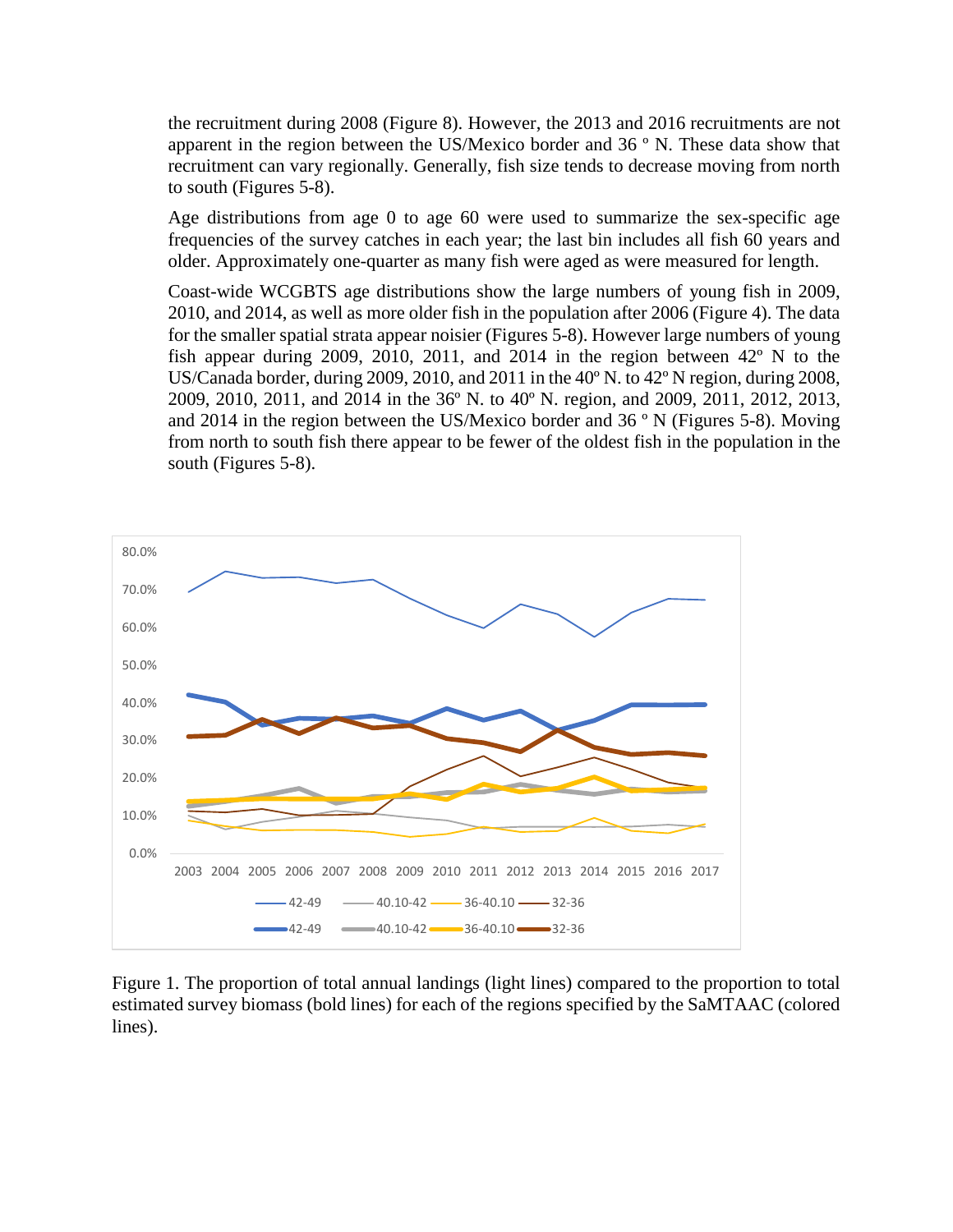the recruitment during 2008 (Figure 8). However, the 2013 and 2016 recruitments are not apparent in the region between the US/Mexico border and 36 º N. These data show that recruitment can vary regionally. Generally, fish size tends to decrease moving from north to south (Figures 5-8).

Age distributions from age 0 to age 60 were used to summarize the sex-specific age frequencies of the survey catches in each year; the last bin includes all fish 60 years and older. Approximately one-quarter as many fish were aged as were measured for length.

Coast-wide WCGBTS age distributions show the large numbers of young fish in 2009, 2010, and 2014, as well as more older fish in the population after 2006 (Figure 4). The data for the smaller spatial strata appear noisier (Figures 5-8). However large numbers of young fish appear during 2009, 2010, 2011, and 2014 in the region between 42º N to the US/Canada border, during 2009, 2010, and 2011 in the 40º N. to 42º N region, during 2008, 2009, 2010, 2011, and 2014 in the 36º N. to 40º N. region, and 2009, 2011, 2012, 2013, and 2014 in the region between the US/Mexico border and 36 º N (Figures 5-8). Moving from north to south fish there appear to be fewer of the oldest fish in the population in the south (Figures 5-8).

Figure 1. The proportion of total annual landings (light lines) compared to the proportion to total estimated survey biomass (bold lines) for each of the regions specified by the SaMTAAC (colored lines).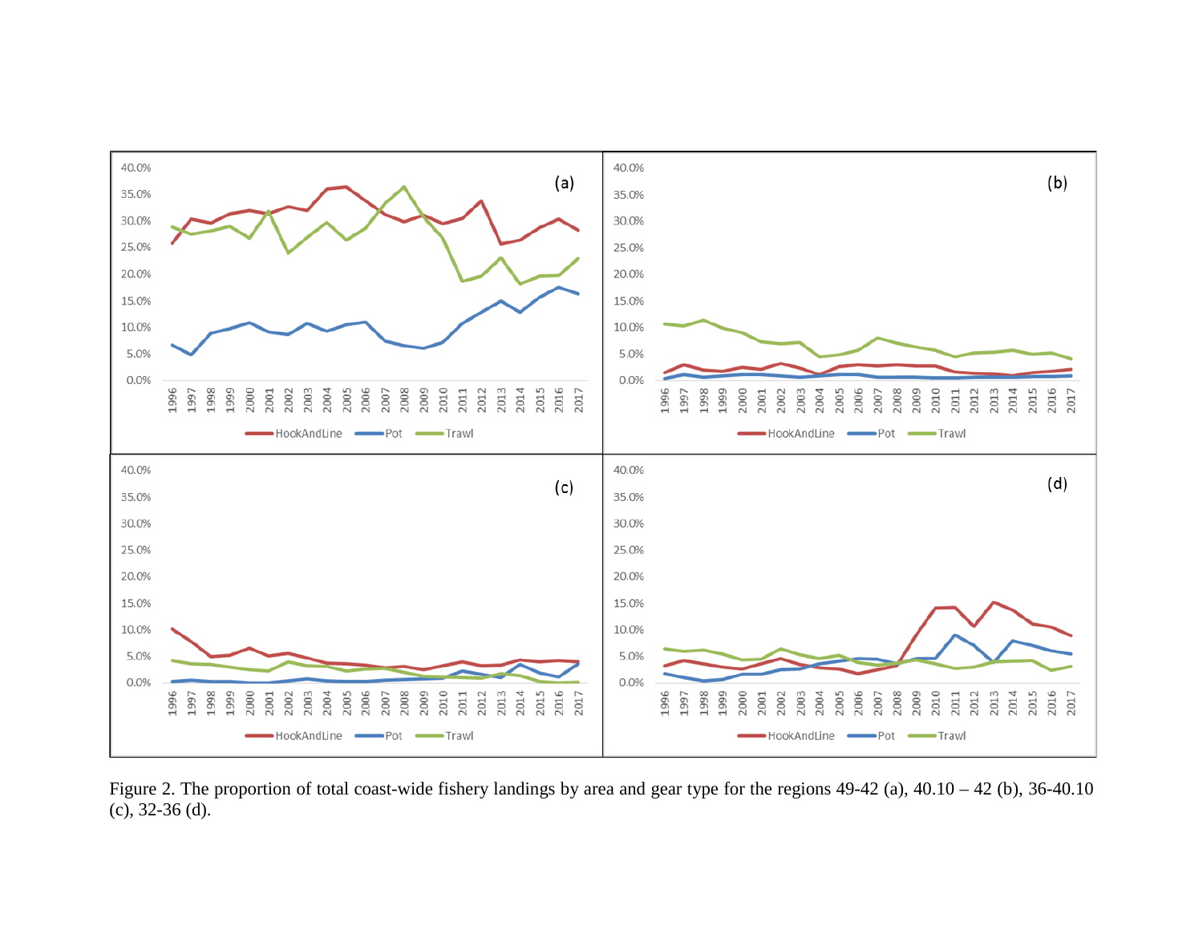Figure 2. The proportion of total coast-wide fishery landings by area and gear type for the regions 49-42 (a), 40.10 – 42 (b), 36-40.10 (c), 32-36 (d).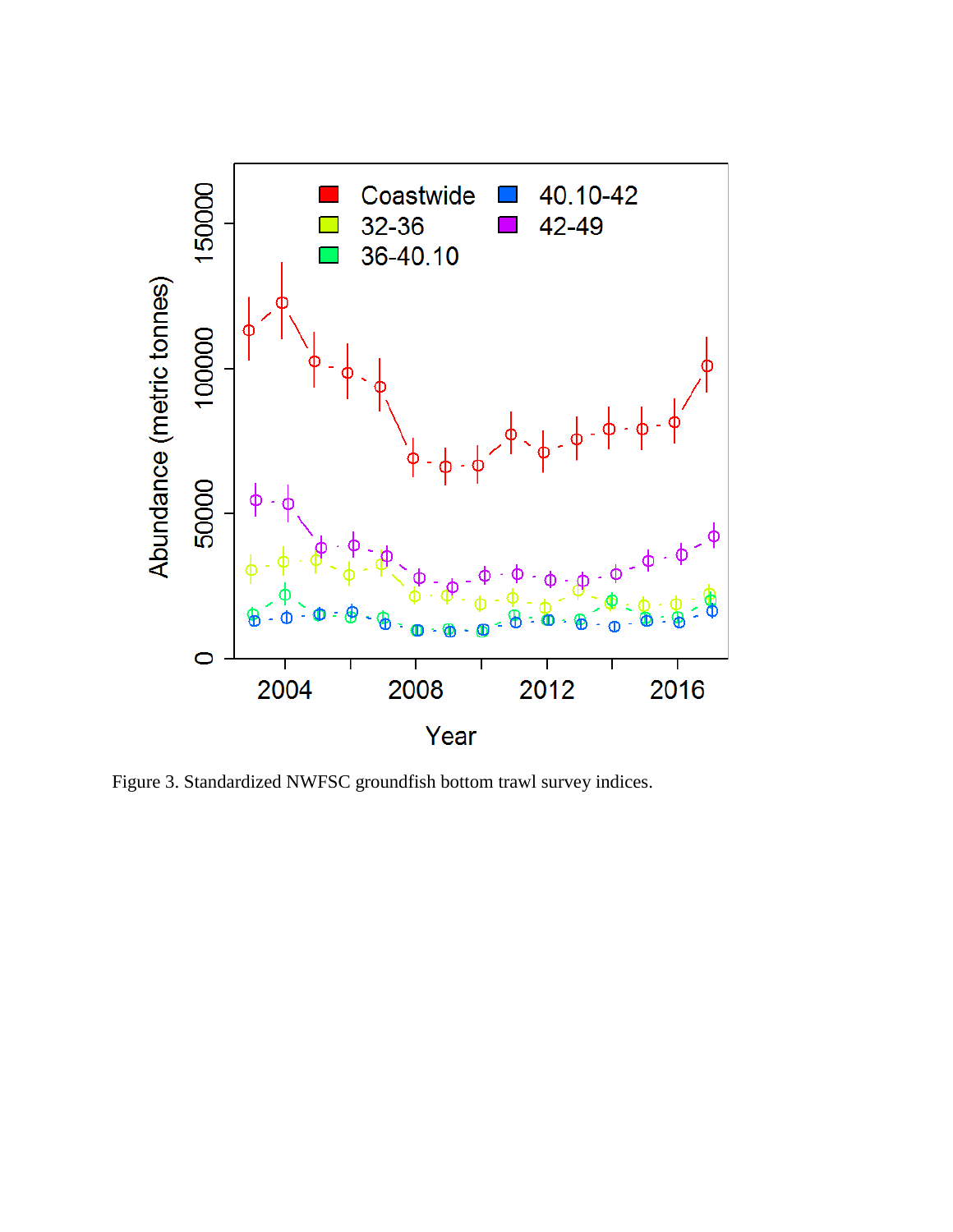Figure 3. Standardized NWFSC groundfish bottom trawl survey indices.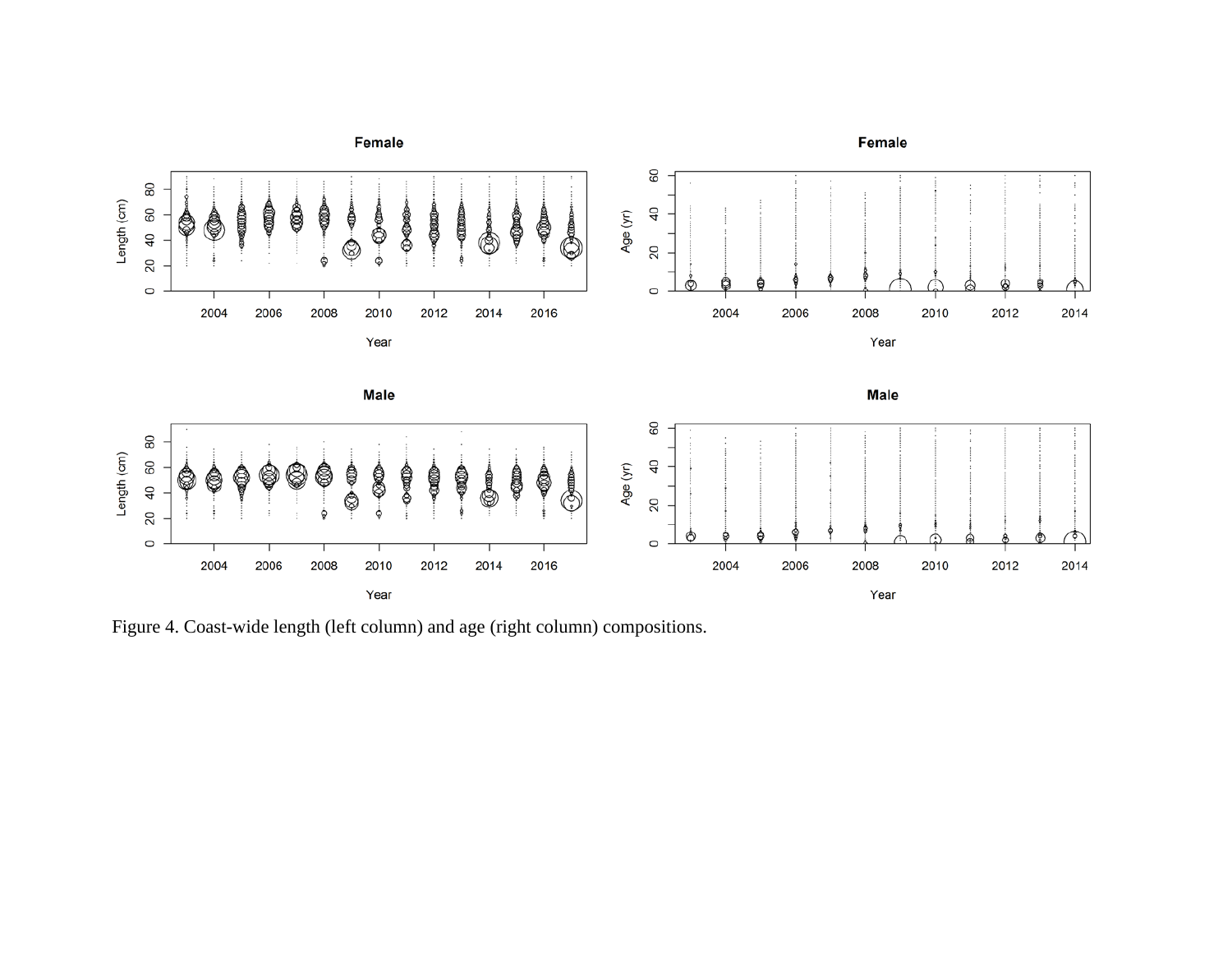Figure 4. Coast-wide length (left column) and age (right column) compositions.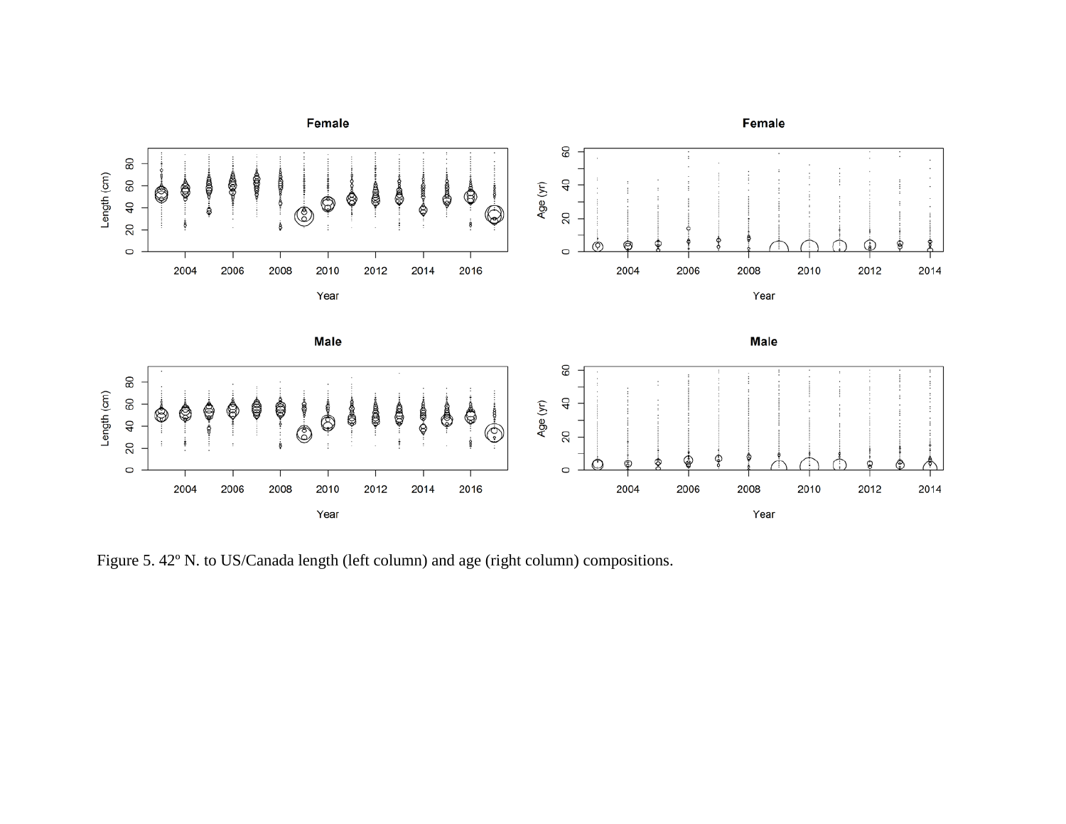Figure 5. 42º N. to US/Canada length (left column) and age (right column) compositions.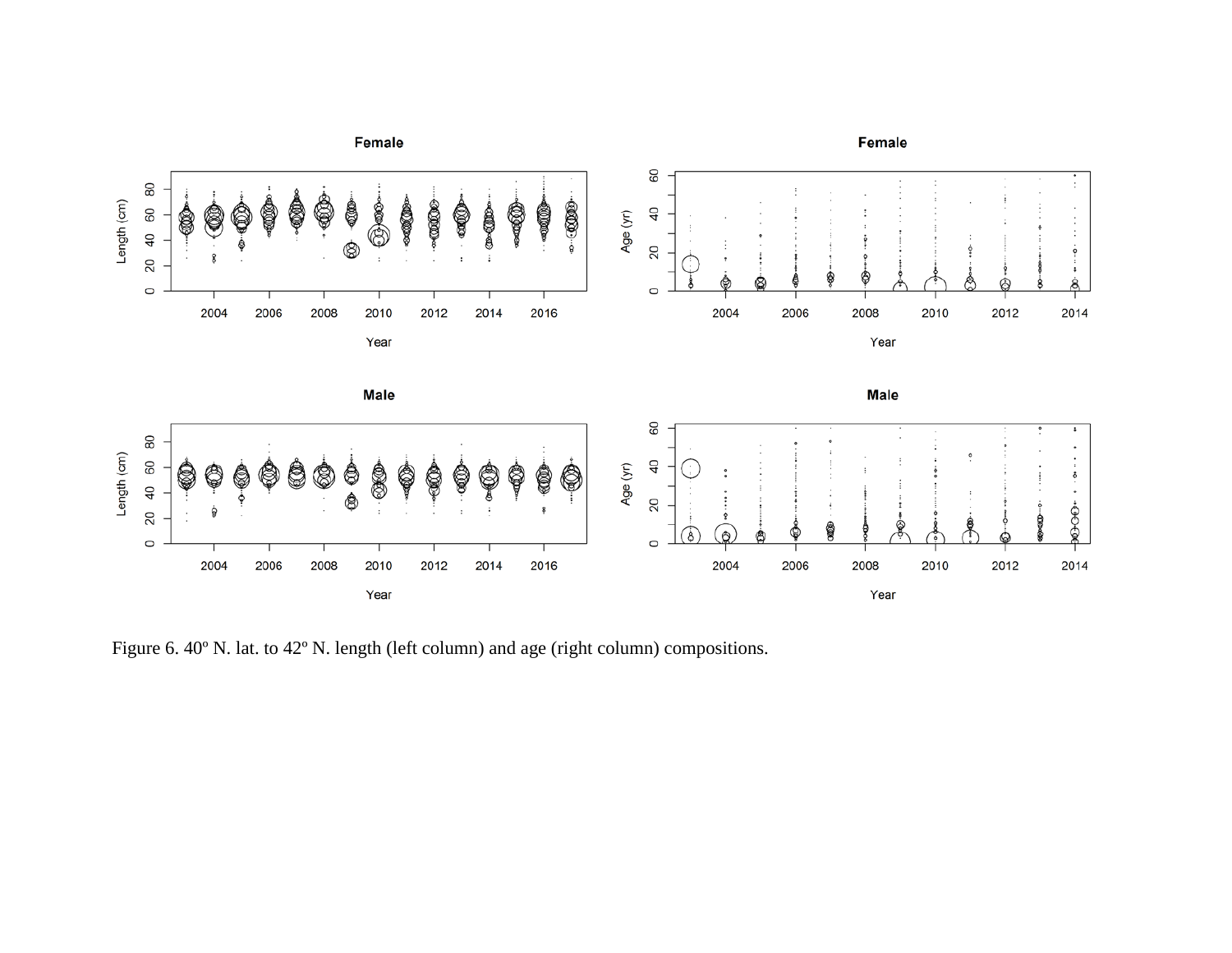Figure 6. 40º N. lat. to 42º N. length (left column) and age (right column) compositions.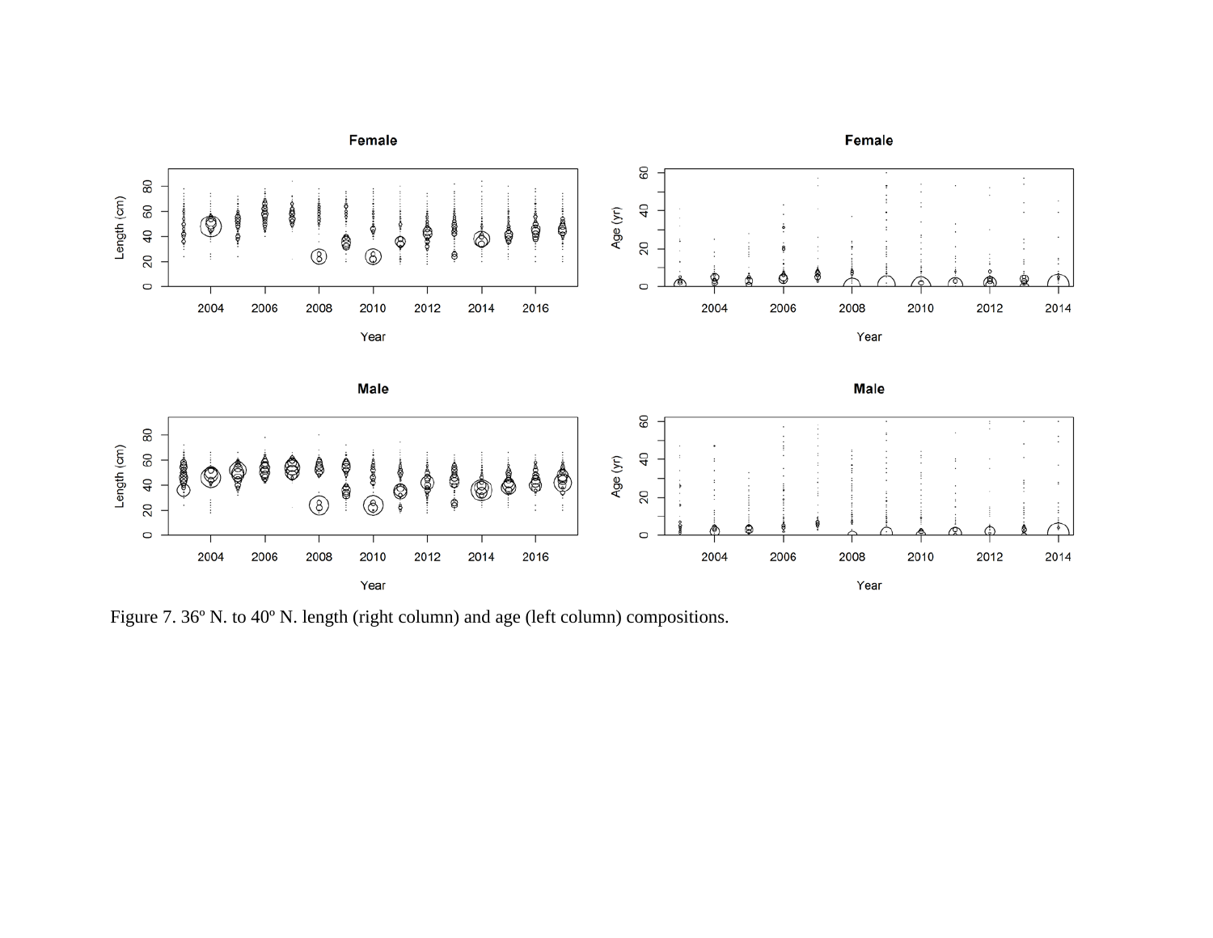Figure 7. 36º N. to 40º N. length (right column) and age (left column) compositions.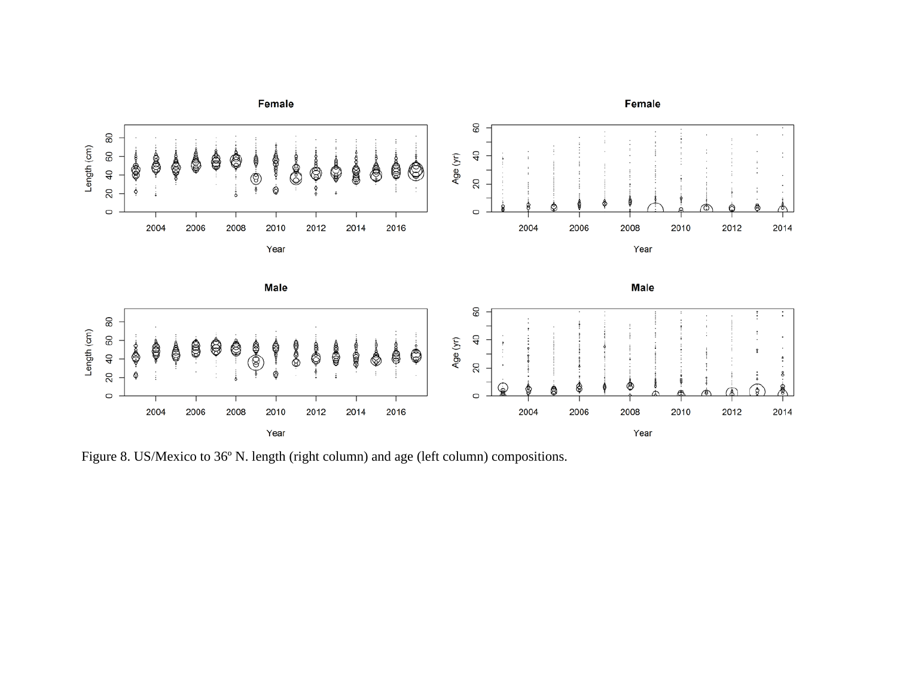Female

Length (cm)

0
20
40
60
80

2004
2006
2008
2010
2012
2014
2016

Year

Female

Age (yr)

0
20
40
60

2004
2006
2008
2010
2012
2014

Year

Male

Length (cm)

0
20
40
60
80

2004
2006
2008
2010
2012
2014
2016

Year

Male

Age (yr)

0
20
40
60

2004
2006
2008
2010
2012
2014

Year

Figure 8. US/Mexico to 36º N. length (right column) and age (left column) compositions.